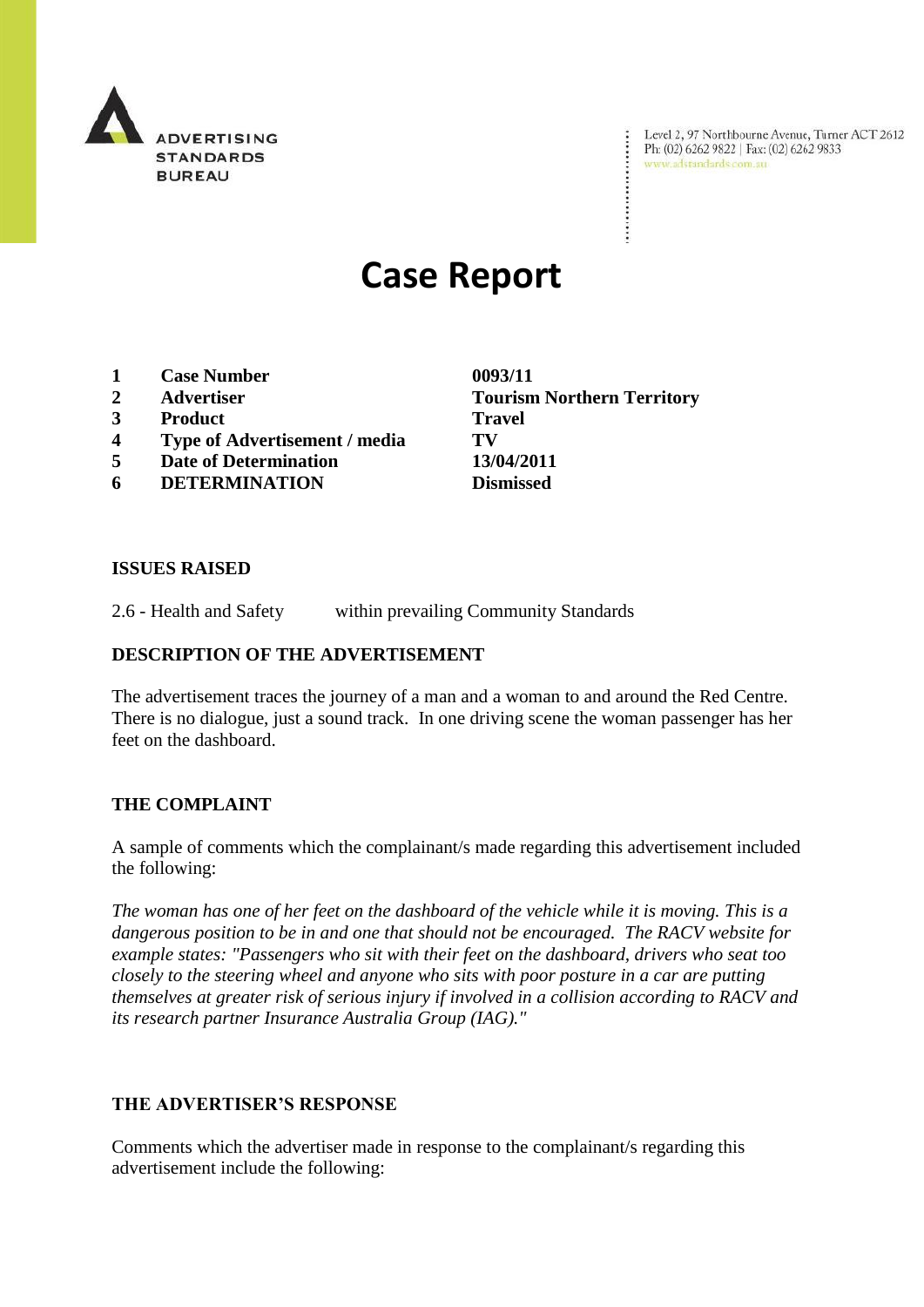ADVERTISING STANDARDS BUREAU

Level 2, 97 Northbourne Avenue, Turner ACT 2612
Ph: (02) 6262 9822 | Fax: (02) 6262 9833
www.adstandards.com.au

# Case Report

| | | |
|---|---|---|
| **1** | **Case Number** | **0093/11** |
| **2** | **Advertiser** | **Tourism Northern Territory** |
| **3** | **Product** | **Travel** |
| **4** | **Type of Advertisement / media** | **TV** |
| **5** | **Date of Determination** | **13/04/2011** |
| **6** | **DETERMINATION** | **Dismissed** |

## ISSUES RAISED

2.6 - Health and Safety within prevailing Community Standards

## DESCRIPTION OF THE ADVERTISEMENT

The advertisement traces the journey of a man and a woman to and around the Red Centre. There is no dialogue, just a sound track. In one driving scene the woman passenger has her feet on the dashboard.

## THE COMPLAINT

A sample of comments which the complainant/s made regarding this advertisement included the following:

*The woman has one of her feet on the dashboard of the vehicle while it is moving. This is a dangerous position to be in and one that should not be encouraged. The RACV website for example states: "Passengers who sit with their feet on the dashboard, drivers who seat too closely to the steering wheel and anyone who sits with poor posture in a car are putting themselves at greater risk of serious injury if involved in a collision according to RACV and its research partner Insurance Australia Group (IAG)."*

## THE ADVERTISER'S RESPONSE

Comments which the advertiser made in response to the complainant/s regarding this advertisement include the following: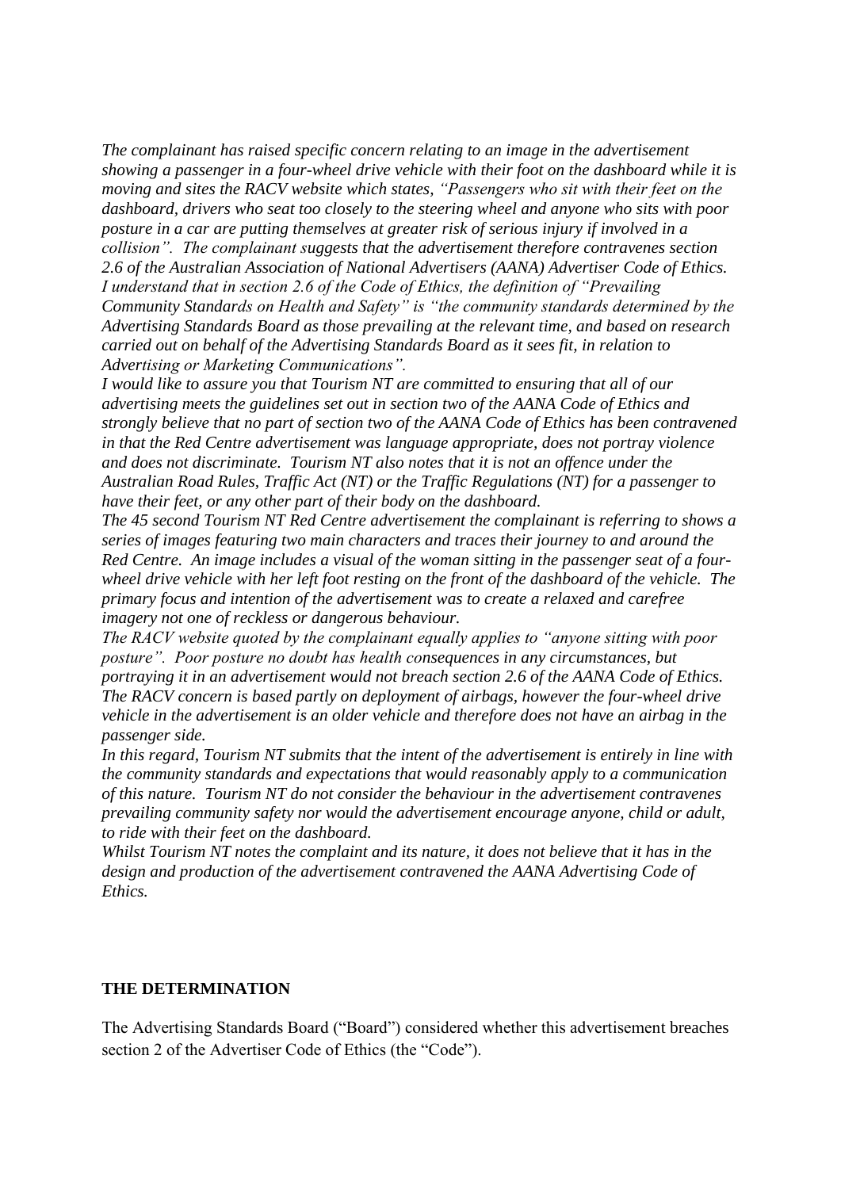*The complainant has raised specific concern relating to an image in the advertisement showing a passenger in a four-wheel drive vehicle with their foot on the dashboard while it is moving and sites the RACV website which states, "Passengers who sit with their feet on the dashboard, drivers who seat too closely to the steering wheel and anyone who sits with poor posture in a car are putting themselves at greater risk of serious injury if involved in a collision". The complainant suggests that the advertisement therefore contravenes section 2.6 of the Australian Association of National Advertisers (AANA) Advertiser Code of Ethics. I understand that in section 2.6 of the Code of Ethics, the definition of "Prevailing Community Standards on Health and Safety" is "the community standards determined by the Advertising Standards Board as those prevailing at the relevant time, and based on research carried out on behalf of the Advertising Standards Board as it sees fit, in relation to Advertising or Marketing Communications".*

*I would like to assure you that Tourism NT are committed to ensuring that all of our advertising meets the guidelines set out in section two of the AANA Code of Ethics and strongly believe that no part of section two of the AANA Code of Ethics has been contravened in that the Red Centre advertisement was language appropriate, does not portray violence and does not discriminate. Tourism NT also notes that it is not an offence under the Australian Road Rules, Traffic Act (NT) or the Traffic Regulations (NT) for a passenger to have their feet, or any other part of their body on the dashboard.*

*The 45 second Tourism NT Red Centre advertisement the complainant is referring to shows a series of images featuring two main characters and traces their journey to and around the Red Centre. An image includes a visual of the woman sitting in the passenger seat of a four-wheel drive vehicle with her left foot resting on the front of the dashboard of the vehicle. The primary focus and intention of the advertisement was to create a relaxed and carefree imagery not one of reckless or dangerous behaviour.*

*The RACV website quoted by the complainant equally applies to "anyone sitting with poor posture". Poor posture no doubt has health consequences in any circumstances, but portraying it in an advertisement would not breach section 2.6 of the AANA Code of Ethics. The RACV concern is based partly on deployment of airbags, however the four-wheel drive vehicle in the advertisement is an older vehicle and therefore does not have an airbag in the passenger side.*

*In this regard, Tourism NT submits that the intent of the advertisement is entirely in line with the community standards and expectations that would reasonably apply to a communication of this nature. Tourism NT do not consider the behaviour in the advertisement contravenes prevailing community safety nor would the advertisement encourage anyone, child or adult, to ride with their feet on the dashboard.*

*Whilst Tourism NT notes the complaint and its nature, it does not believe that it has in the design and production of the advertisement contravened the AANA Advertising Code of Ethics.*

**THE DETERMINATION**

The Advertising Standards Board ("Board") considered whether this advertisement breaches section 2 of the Advertiser Code of Ethics (the "Code").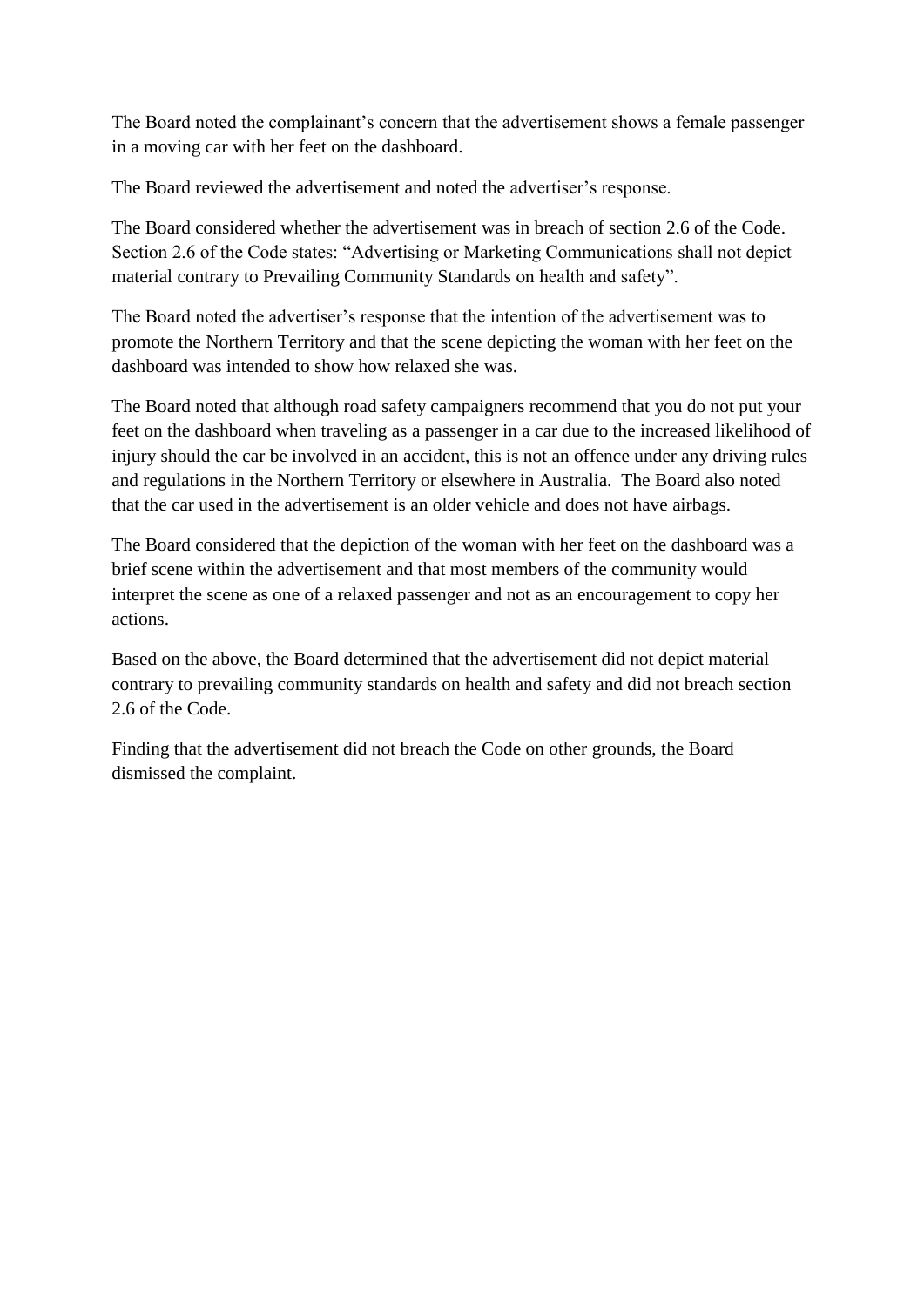The Board noted the complainant's concern that the advertisement shows a female passenger in a moving car with her feet on the dashboard.

The Board reviewed the advertisement and noted the advertiser's response.

The Board considered whether the advertisement was in breach of section 2.6 of the Code. Section 2.6 of the Code states: "Advertising or Marketing Communications shall not depict material contrary to Prevailing Community Standards on health and safety".

The Board noted the advertiser's response that the intention of the advertisement was to promote the Northern Territory and that the scene depicting the woman with her feet on the dashboard was intended to show how relaxed she was.

The Board noted that although road safety campaigners recommend that you do not put your feet on the dashboard when traveling as a passenger in a car due to the increased likelihood of injury should the car be involved in an accident, this is not an offence under any driving rules and regulations in the Northern Territory or elsewhere in Australia. The Board also noted that the car used in the advertisement is an older vehicle and does not have airbags.

The Board considered that the depiction of the woman with her feet on the dashboard was a brief scene within the advertisement and that most members of the community would interpret the scene as one of a relaxed passenger and not as an encouragement to copy her actions.

Based on the above, the Board determined that the advertisement did not depict material contrary to prevailing community standards on health and safety and did not breach section 2.6 of the Code.

Finding that the advertisement did not breach the Code on other grounds, the Board dismissed the complaint.